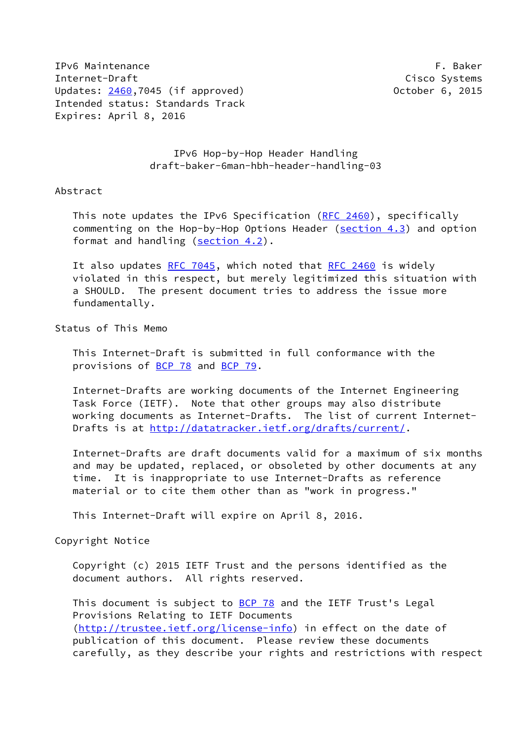IPv6 Maintenance F. Baker
Internet-Draft Cisco Systems
Updates: 2460,7045 (if approved) October 6, 2015
Intended status: Standards Track
Expires: April 8, 2016

# IPv6 Hop-by-Hop Header Handling
## draft-baker-6man-hbh-header-handling-03

## Abstract

This note updates the IPv6 Specification (RFC 2460), specifically commenting on the Hop-by-Hop Options Header (section 4.3) and option format and handling (section 4.2).

It also updates RFC 7045, which noted that RFC 2460 is widely violated in this respect, but merely legitimized this situation with a SHOULD. The present document tries to address the issue more fundamentally.

## Status of This Memo

This Internet-Draft is submitted in full conformance with the provisions of BCP 78 and BCP 79.

Internet-Drafts are working documents of the Internet Engineering Task Force (IETF). Note that other groups may also distribute working documents as Internet-Drafts. The list of current Internet-Drafts is at http://datatracker.ietf.org/drafts/current/.

Internet-Drafts are draft documents valid for a maximum of six months and may be updated, replaced, or obsoleted by other documents at any time. It is inappropriate to use Internet-Drafts as reference material or to cite them other than as "work in progress."

This Internet-Draft will expire on April 8, 2016.

## Copyright Notice

Copyright (c) 2015 IETF Trust and the persons identified as the document authors. All rights reserved.

This document is subject to BCP 78 and the IETF Trust's Legal Provisions Relating to IETF Documents (http://trustee.ietf.org/license-info) in effect on the date of publication of this document. Please review these documents carefully, as they describe your rights and restrictions with respect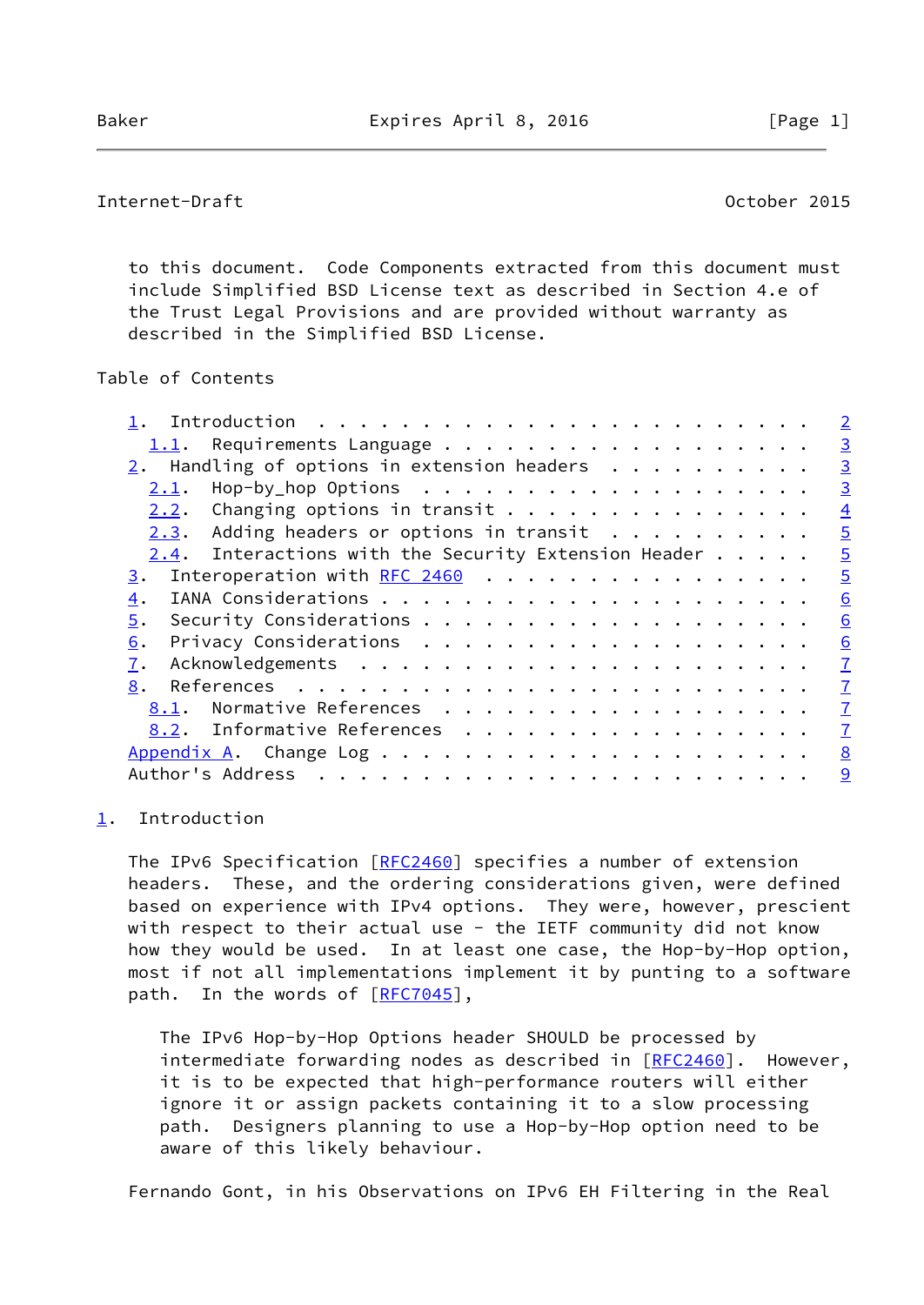to this document. Code Components extracted from this document must include Simplified BSD License text as described in Section 4.e of the Trust Legal Provisions and are provided without warranty as described in the Simplified BSD License.

Table of Contents

```
   1.  Introduction . . . . . . . . . . . . . . . . . . . . . . . .   2
     1.1.  Requirements Language . . . . . . . . . . . . . . . . . .   3
   2.  Handling of options in extension headers . . . . . . . . . .   3
     2.1.  Hop-by_hop Options  . . . . . . . . . . . . . . . . . . .   3
     2.2.  Changing options in transit . . . . . . . . . . . . . . .   4
     2.3.  Adding headers or options in transit  . . . . . . . . . .   5
     2.4.  Interactions with the Security Extension Header . . . . .   5
   3.  Interoperation with RFC 2460  . . . . . . . . . . . . . . . .   5
   4.  IANA Considerations . . . . . . . . . . . . . . . . . . . . .   6
   5.  Security Considerations . . . . . . . . . . . . . . . . . . .   6
   6.  Privacy Considerations  . . . . . . . . . . . . . . . . . . .   6
   7.  Acknowledgements  . . . . . . . . . . . . . . . . . . . . . .   7
   8.  References  . . . . . . . . . . . . . . . . . . . . . . . . .   7
     8.1.  Normative References  . . . . . . . . . . . . . . . . . .   7
     8.2.  Informative References  . . . . . . . . . . . . . . . . .   7
   Appendix A.  Change Log . . . . . . . . . . . . . . . . . . . . .   8
   Author's Address  . . . . . . . . . . . . . . . . . . . . . . . .   9
```

## 1. Introduction

The IPv6 Specification [RFC2460] specifies a number of extension headers. These, and the ordering considerations given, were defined based on experience with IPv4 options. They were, however, prescient with respect to their actual use - the IETF community did not know how they would be used. In at least one case, the Hop-by-Hop option, most if not all implementations implement it by punting to a software path. In the words of [RFC7045],

> The IPv6 Hop-by-Hop Options header SHOULD be processed by intermediate forwarding nodes as described in [RFC2460]. However, it is to be expected that high-performance routers will either ignore it or assign packets containing it to a slow processing path. Designers planning to use a Hop-by-Hop option need to be aware of this likely behaviour.

Fernando Gont, in his Observations on IPv6 EH Filtering in the Real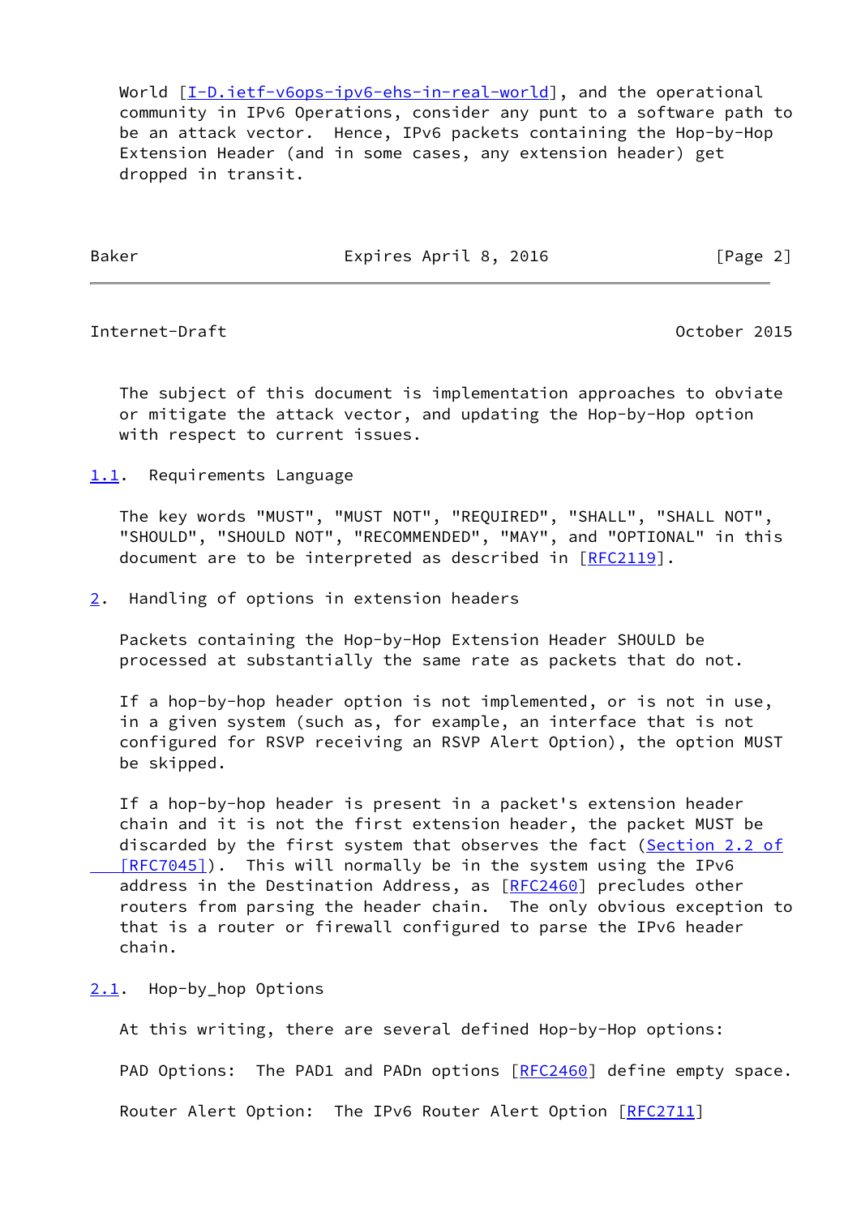World [I-D.ietf-v6ops-ipv6-ehs-in-real-world], and the operational community in IPv6 Operations, consider any punt to a software path to be an attack vector. Hence, IPv6 packets containing the Hop-by-Hop Extension Header (and in some cases, any extension header) get dropped in transit.

The subject of this document is implementation approaches to obviate or mitigate the attack vector, and updating the Hop-by-Hop option with respect to current issues.

### 1.1. Requirements Language

The key words "MUST", "MUST NOT", "REQUIRED", "SHALL", "SHALL NOT", "SHOULD", "SHOULD NOT", "RECOMMENDED", "MAY", and "OPTIONAL" in this document are to be interpreted as described in [RFC2119].

## 2. Handling of options in extension headers

Packets containing the Hop-by-Hop Extension Header SHOULD be processed at substantially the same rate as packets that do not.

If a hop-by-hop header option is not implemented, or is not in use, in a given system (such as, for example, an interface that is not configured for RSVP receiving an RSVP Alert Option), the option MUST be skipped.

If a hop-by-hop header is present in a packet's extension header chain and it is not the first extension header, the packet MUST be discarded by the first system that observes the fact (Section 2.2 of [RFC7045]). This will normally be in the system using the IPv6 address in the Destination Address, as [RFC2460] precludes other routers from parsing the header chain. The only obvious exception to that is a router or firewall configured to parse the IPv6 header chain.

### 2.1. Hop-by_hop Options

At this writing, there are several defined Hop-by-Hop options:

PAD Options: The PAD1 and PADn options [RFC2460] define empty space.

Router Alert Option: The IPv6 Router Alert Option [RFC2711]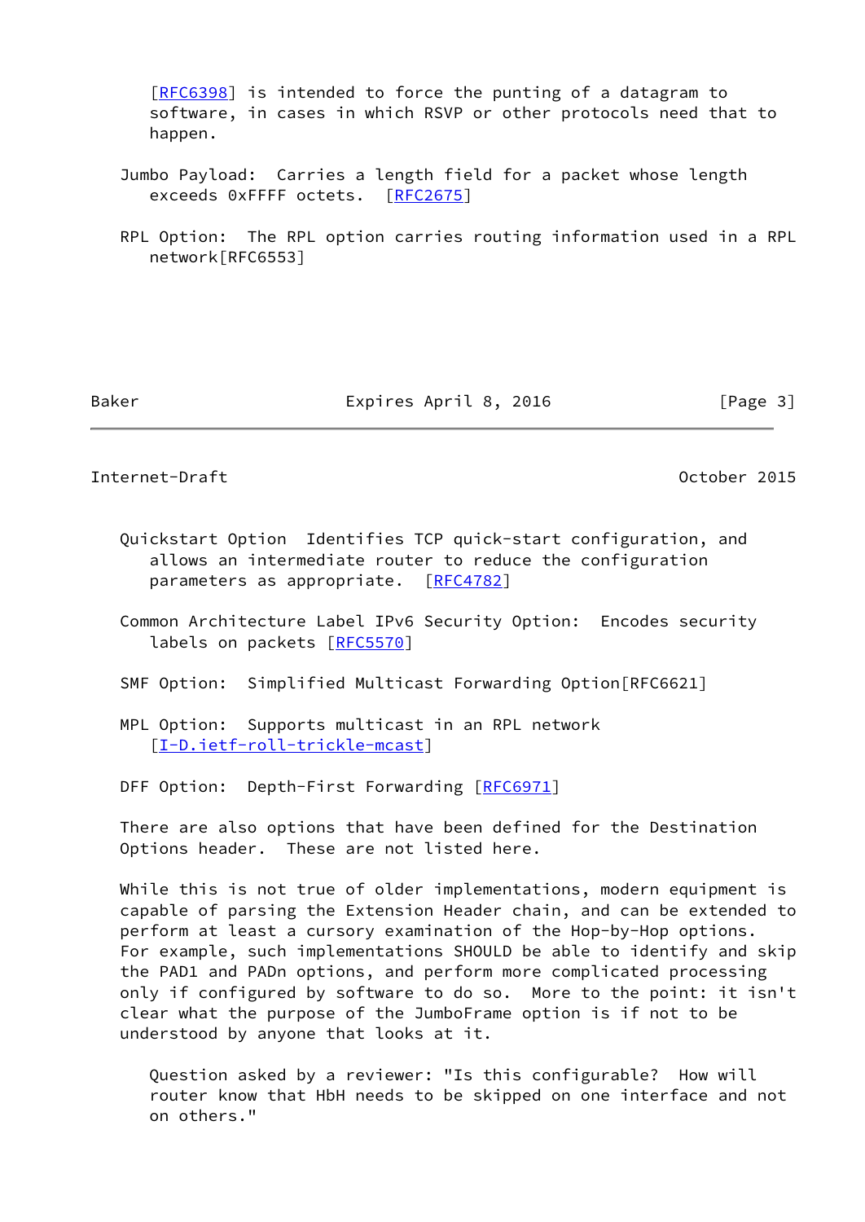[RFC6398] is intended to force the punting of a datagram to software, in cases in which RSVP or other protocols need that to happen.

Jumbo Payload: Carries a length field for a packet whose length exceeds 0xFFFF octets. [RFC2675]

RPL Option: The RPL option carries routing information used in a RPL network[RFC6553]

Quickstart Option Identifies TCP quick-start configuration, and allows an intermediate router to reduce the configuration parameters as appropriate. [RFC4782]

Common Architecture Label IPv6 Security Option: Encodes security labels on packets [RFC5570]

SMF Option: Simplified Multicast Forwarding Option[RFC6621]

MPL Option: Supports multicast in an RPL network [I-D.ietf-roll-trickle-mcast]

DFF Option: Depth-First Forwarding [RFC6971]

There are also options that have been defined for the Destination Options header. These are not listed here.

While this is not true of older implementations, modern equipment is capable of parsing the Extension Header chain, and can be extended to perform at least a cursory examination of the Hop-by-Hop options. For example, such implementations SHOULD be able to identify and skip the PAD1 and PADn options, and perform more complicated processing only if configured by software to do so. More to the point: it isn't clear what the purpose of the JumboFrame option is if not to be understood by anyone that looks at it.

> Question asked by a reviewer: "Is this configurable? How will router know that HbH needs to be skipped on one interface and not on others."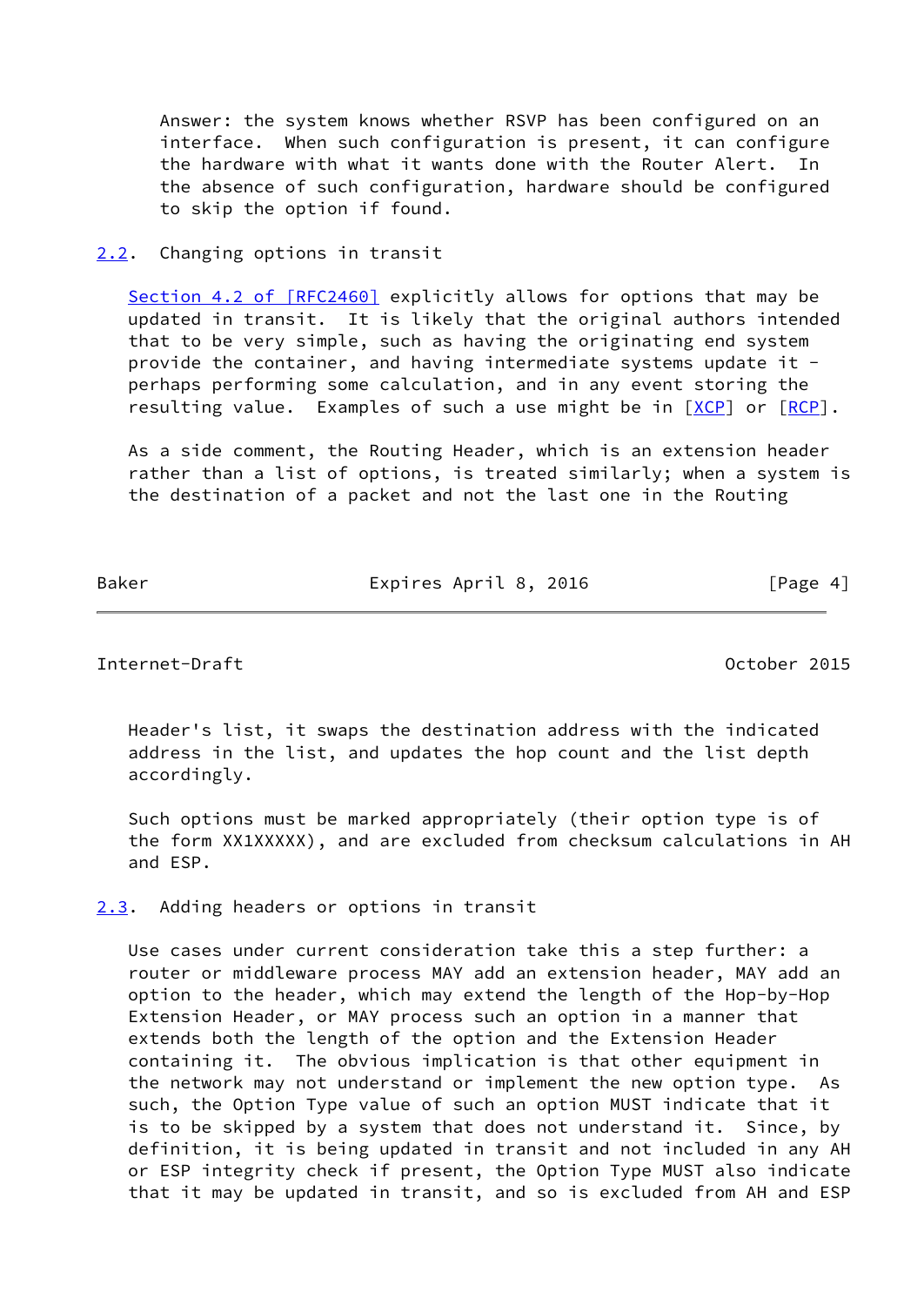Answer: the system knows whether RSVP has been configured on an interface. When such configuration is present, it can configure the hardware with what it wants done with the Router Alert. In the absence of such configuration, hardware should be configured to skip the option if found.

## 2.2. Changing options in transit

Section 4.2 of [RFC2460] explicitly allows for options that may be updated in transit. It is likely that the original authors intended that to be very simple, such as having the originating end system provide the container, and having intermediate systems update it - perhaps performing some calculation, and in any event storing the resulting value. Examples of such a use might be in [XCP] or [RCP].

As a side comment, the Routing Header, which is an extension header rather than a list of options, is treated similarly; when a system is the destination of a packet and not the last one in the Routing Header's list, it swaps the destination address with the indicated address in the list, and updates the hop count and the list depth accordingly.

Such options must be marked appropriately (their option type is of the form XX1XXXXX), and are excluded from checksum calculations in AH and ESP.

## 2.3. Adding headers or options in transit

Use cases under current consideration take this a step further: a router or middleware process MAY add an extension header, MAY add an option to the header, which may extend the length of the Hop-by-Hop Extension Header, or MAY process such an option in a manner that extends both the length of the option and the Extension Header containing it. The obvious implication is that other equipment in the network may not understand or implement the new option type. As such, the Option Type value of such an option MUST indicate that it is to be skipped by a system that does not understand it. Since, by definition, it is being updated in transit and not included in any AH or ESP integrity check if present, the Option Type MUST also indicate that it may be updated in transit, and so is excluded from AH and ESP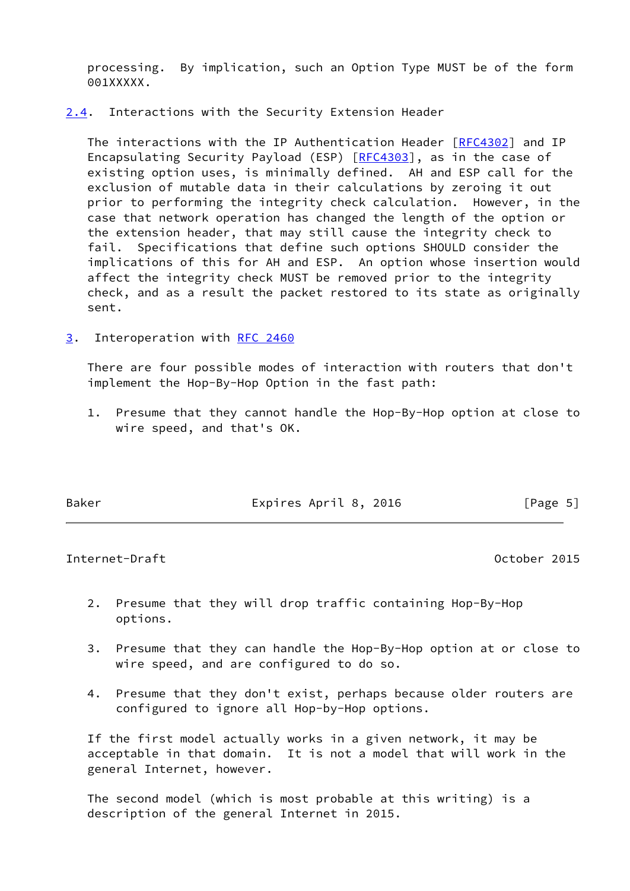processing. By implication, such an Option Type MUST be of the form 001XXXXX.

## 2.4. Interactions with the Security Extension Header

The interactions with the IP Authentication Header [RFC4302] and IP Encapsulating Security Payload (ESP) [RFC4303], as in the case of existing option uses, is minimally defined. AH and ESP call for the exclusion of mutable data in their calculations by zeroing it out prior to performing the integrity check calculation. However, in the case that network operation has changed the length of the option or the extension header, that may still cause the integrity check to fail. Specifications that define such options SHOULD consider the implications of this for AH and ESP. An option whose insertion would affect the integrity check MUST be removed prior to the integrity check, and as a result the packet restored to its state as originally sent.

# 3. Interoperation with RFC 2460

There are four possible modes of interaction with routers that don't implement the Hop-By-Hop Option in the fast path:

1. Presume that they cannot handle the Hop-By-Hop option at close to wire speed, and that's OK.

2. Presume that they will drop traffic containing Hop-By-Hop options.

3. Presume that they can handle the Hop-By-Hop option at or close to wire speed, and are configured to do so.

4. Presume that they don't exist, perhaps because older routers are configured to ignore all Hop-by-Hop options.

If the first model actually works in a given network, it may be acceptable in that domain. It is not a model that will work in the general Internet, however.

The second model (which is most probable at this writing) is a description of the general Internet in 2015.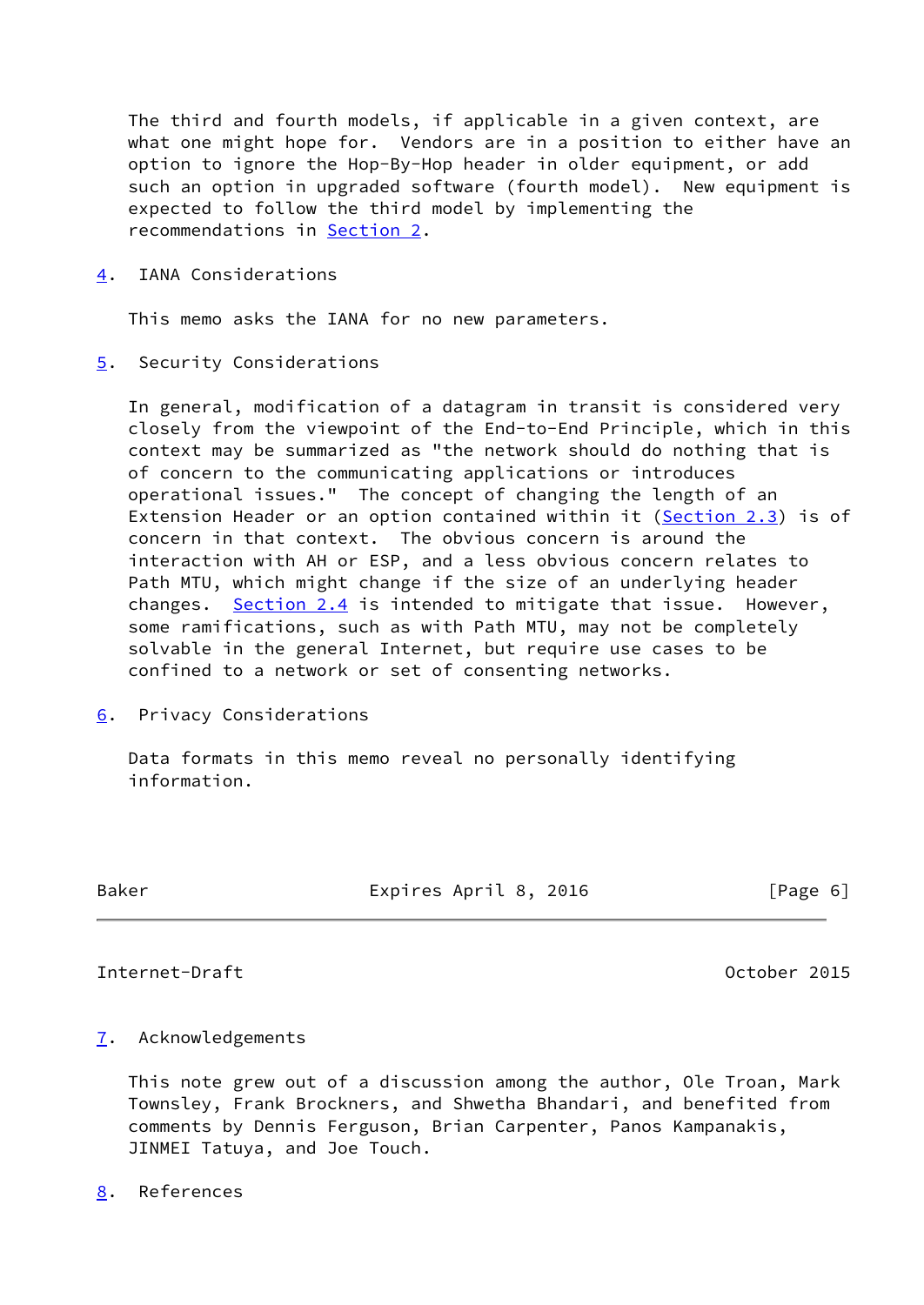The third and fourth models, if applicable in a given context, are what one might hope for. Vendors are in a position to either have an option to ignore the Hop-By-Hop header in older equipment, or add such an option in upgraded software (fourth model). New equipment is expected to follow the third model by implementing the recommendations in Section 2.

## 4. IANA Considerations

This memo asks the IANA for no new parameters.

## 5. Security Considerations

In general, modification of a datagram in transit is considered very closely from the viewpoint of the End-to-End Principle, which in this context may be summarized as "the network should do nothing that is of concern to the communicating applications or introduces operational issues." The concept of changing the length of an Extension Header or an option contained within it (Section 2.3) is of concern in that context. The obvious concern is around the interaction with AH or ESP, and a less obvious concern relates to Path MTU, which might change if the size of an underlying header changes. Section 2.4 is intended to mitigate that issue. However, some ramifications, such as with Path MTU, may not be completely solvable in the general Internet, but require use cases to be confined to a network or set of consenting networks.

## 6. Privacy Considerations

Data formats in this memo reveal no personally identifying information.

## 7. Acknowledgements

This note grew out of a discussion among the author, Ole Troan, Mark Townsley, Frank Brockners, and Shwetha Bhandari, and benefited from comments by Dennis Ferguson, Brian Carpenter, Panos Kampanakis, JINMEI Tatuya, and Joe Touch.

## 8. References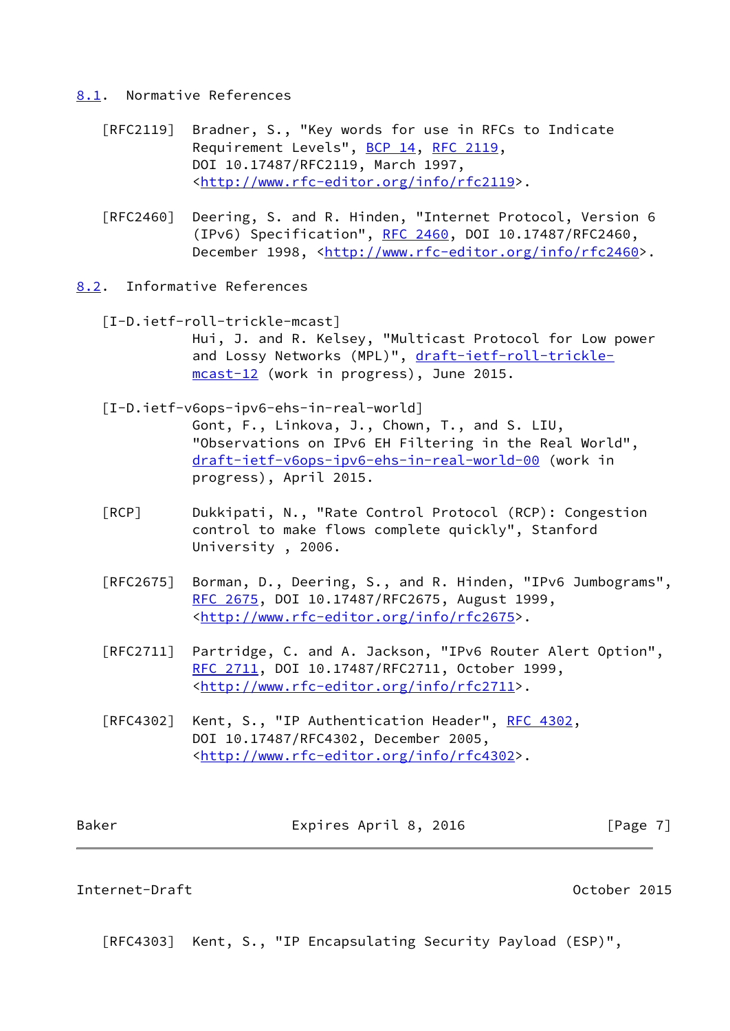## 8.1. Normative References

[RFC2119] Bradner, S., "Key words for use in RFCs to Indicate Requirement Levels", BCP 14, RFC 2119, DOI 10.17487/RFC2119, March 1997, <http://www.rfc-editor.org/info/rfc2119>.

[RFC2460] Deering, S. and R. Hinden, "Internet Protocol, Version 6 (IPv6) Specification", RFC 2460, DOI 10.17487/RFC2460, December 1998, <http://www.rfc-editor.org/info/rfc2460>.

## 8.2. Informative References

[I-D.ietf-roll-trickle-mcast] Hui, J. and R. Kelsey, "Multicast Protocol for Low power and Lossy Networks (MPL)", draft-ietf-roll-trickle-mcast-12 (work in progress), June 2015.

[I-D.ietf-v6ops-ipv6-ehs-in-real-world] Gont, F., Linkova, J., Chown, T., and S. LIU, "Observations on IPv6 EH Filtering in the Real World", draft-ietf-v6ops-ipv6-ehs-in-real-world-00 (work in progress), April 2015.

[RCP] Dukkipati, N., "Rate Control Protocol (RCP): Congestion control to make flows complete quickly", Stanford University , 2006.

[RFC2675] Borman, D., Deering, S., and R. Hinden, "IPv6 Jumbograms", RFC 2675, DOI 10.17487/RFC2675, August 1999, <http://www.rfc-editor.org/info/rfc2675>.

[RFC2711] Partridge, C. and A. Jackson, "IPv6 Router Alert Option", RFC 2711, DOI 10.17487/RFC2711, October 1999, <http://www.rfc-editor.org/info/rfc2711>.

[RFC4302] Kent, S., "IP Authentication Header", RFC 4302, DOI 10.17487/RFC4302, December 2005, <http://www.rfc-editor.org/info/rfc4302>.

[RFC4303] Kent, S., "IP Encapsulating Security Payload (ESP)",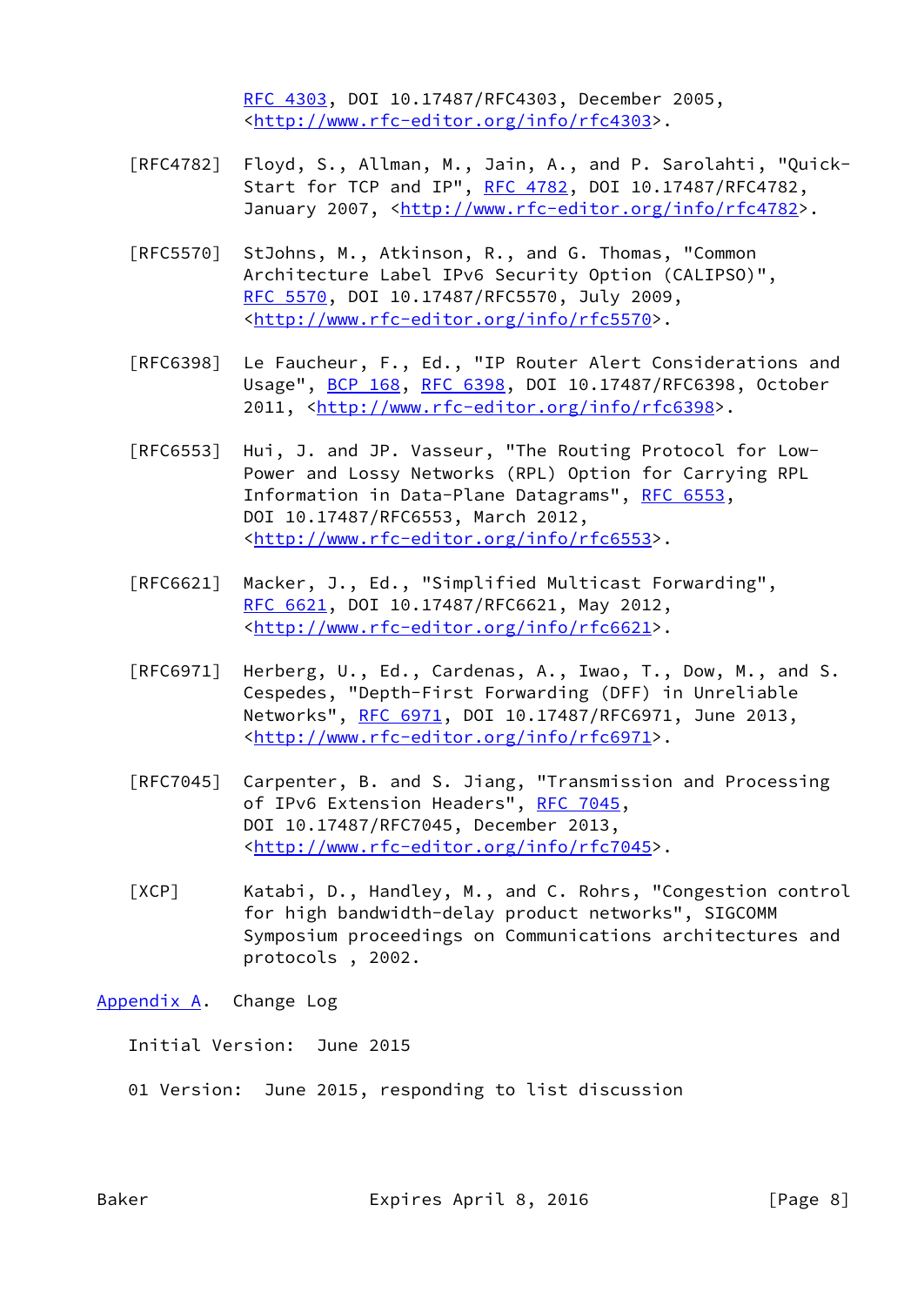RFC 4303, DOI 10.17487/RFC4303, December 2005, <http://www.rfc-editor.org/info/rfc4303>.

[RFC4782] Floyd, S., Allman, M., Jain, A., and P. Sarolahti, "Quick-Start for TCP and IP", RFC 4782, DOI 10.17487/RFC4782, January 2007, <http://www.rfc-editor.org/info/rfc4782>.

[RFC5570] StJohns, M., Atkinson, R., and G. Thomas, "Common Architecture Label IPv6 Security Option (CALIPSO)", RFC 5570, DOI 10.17487/RFC5570, July 2009, <http://www.rfc-editor.org/info/rfc5570>.

[RFC6398] Le Faucheur, F., Ed., "IP Router Alert Considerations and Usage", BCP 168, RFC 6398, DOI 10.17487/RFC6398, October 2011, <http://www.rfc-editor.org/info/rfc6398>.

[RFC6553] Hui, J. and JP. Vasseur, "The Routing Protocol for Low-Power and Lossy Networks (RPL) Option for Carrying RPL Information in Data-Plane Datagrams", RFC 6553, DOI 10.17487/RFC6553, March 2012, <http://www.rfc-editor.org/info/rfc6553>.

[RFC6621] Macker, J., Ed., "Simplified Multicast Forwarding", RFC 6621, DOI 10.17487/RFC6621, May 2012, <http://www.rfc-editor.org/info/rfc6621>.

[RFC6971] Herberg, U., Ed., Cardenas, A., Iwao, T., Dow, M., and S. Cespedes, "Depth-First Forwarding (DFF) in Unreliable Networks", RFC 6971, DOI 10.17487/RFC6971, June 2013, <http://www.rfc-editor.org/info/rfc6971>.

[RFC7045] Carpenter, B. and S. Jiang, "Transmission and Processing of IPv6 Extension Headers", RFC 7045, DOI 10.17487/RFC7045, December 2013, <http://www.rfc-editor.org/info/rfc7045>.

[XCP] Katabi, D., Handley, M., and C. Rohrs, "Congestion control for high bandwidth-delay product networks", SIGCOMM Symposium proceedings on Communications architectures and protocols , 2002.

## Appendix A. Change Log

Initial Version: June 2015

01 Version: June 2015, responding to list discussion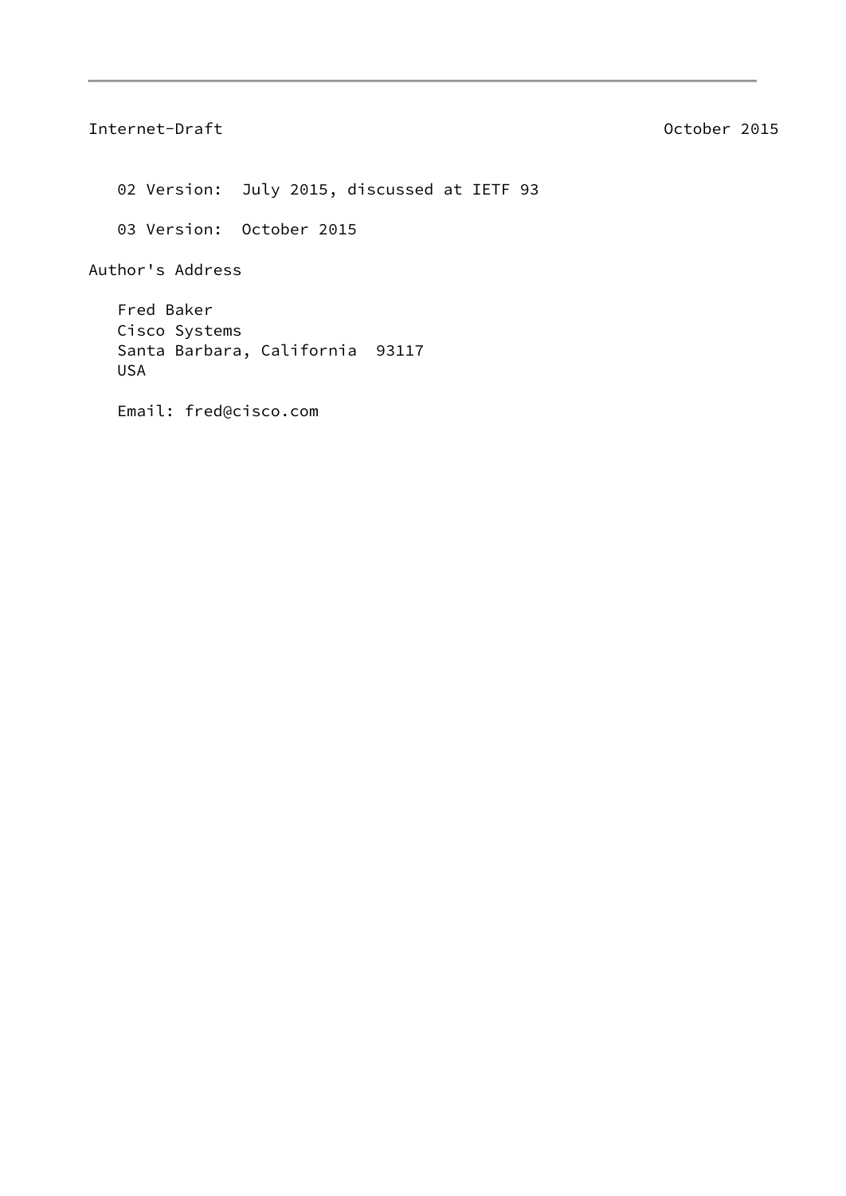02 Version: July 2015, discussed at IETF 93

03 Version: October 2015

## Author's Address

Fred Baker
Cisco Systems
Santa Barbara, California 93117
USA

Email: fred@cisco.com